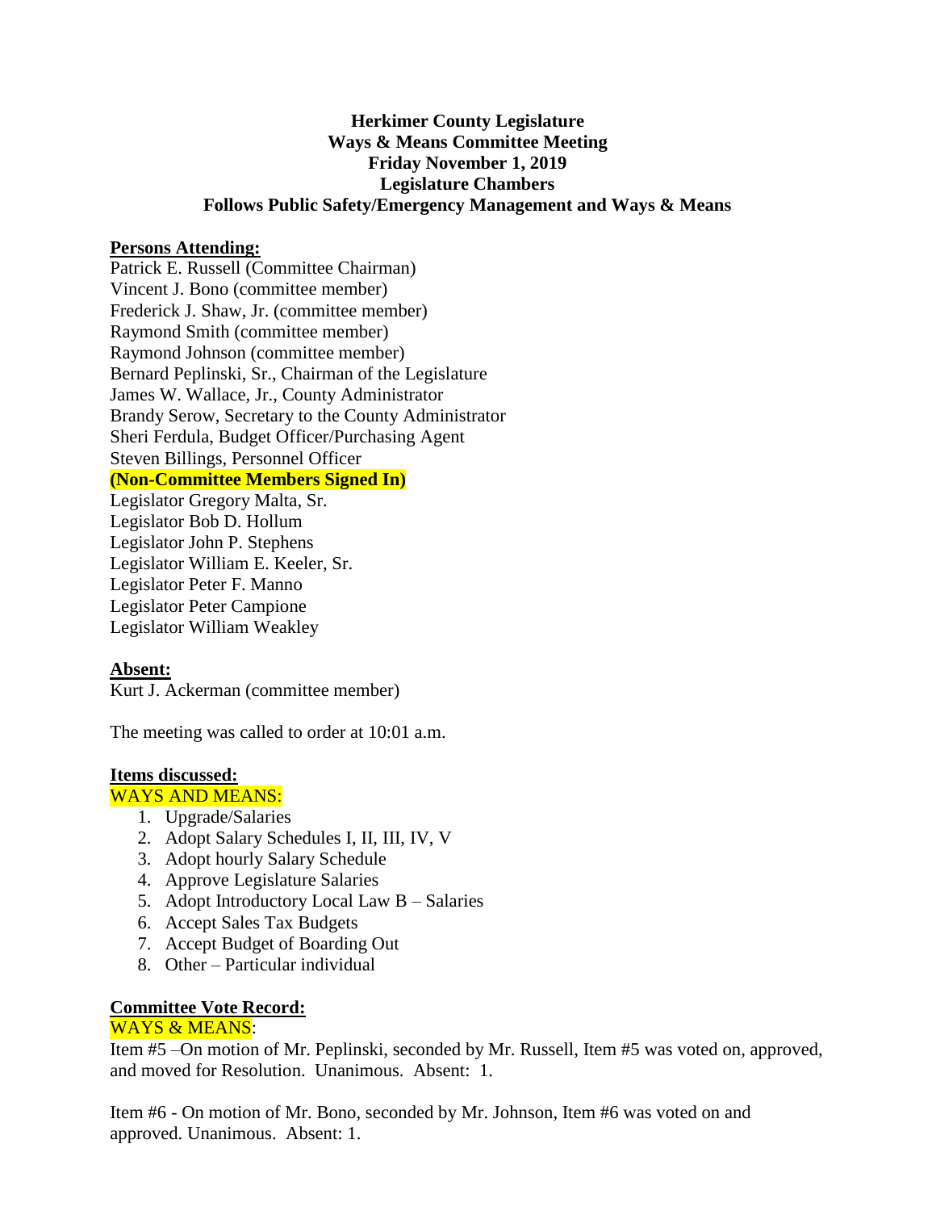# Herkimer County Legislature
## Ways & Means Committee Meeting
## Friday November 1, 2019
## Legislature Chambers
## Follows Public Safety/Emergency Management and Ways & Means

**Persons Attending:**

Patrick E. Russell (Committee Chairman)
Vincent J. Bono (committee member)
Frederick J. Shaw, Jr. (committee member)
Raymond Smith (committee member)
Raymond Johnson (committee member)
Bernard Peplinski, Sr., Chairman of the Legislature
James W. Wallace, Jr., County Administrator
Brandy Serow, Secretary to the County Administrator
Sheri Ferdula, Budget Officer/Purchasing Agent
Steven Billings, Personnel Officer

**(Non-Committee Members Signed In)**

Legislator Gregory Malta, Sr.
Legislator Bob D. Hollum
Legislator John P. Stephens
Legislator William E. Keeler, Sr.
Legislator Peter F. Manno
Legislator Peter Campione
Legislator William Weakley

**Absent:**

Kurt J. Ackerman (committee member)

The meeting was called to order at 10:01 a.m.

**Items discussed:**

WAYS AND MEANS:

1. Upgrade/Salaries
2. Adopt Salary Schedules I, II, III, IV, V
3. Adopt hourly Salary Schedule
4. Approve Legislature Salaries
5. Adopt Introductory Local Law B – Salaries
6. Accept Sales Tax Budgets
7. Accept Budget of Boarding Out
8. Other – Particular individual

**Committee Vote Record:**

WAYS & MEANS:

Item #5 –On motion of Mr. Peplinski, seconded by Mr. Russell, Item #5 was voted on, approved, and moved for Resolution. Unanimous. Absent: 1.

Item #6 - On motion of Mr. Bono, seconded by Mr. Johnson, Item #6 was voted on and approved. Unanimous. Absent: 1.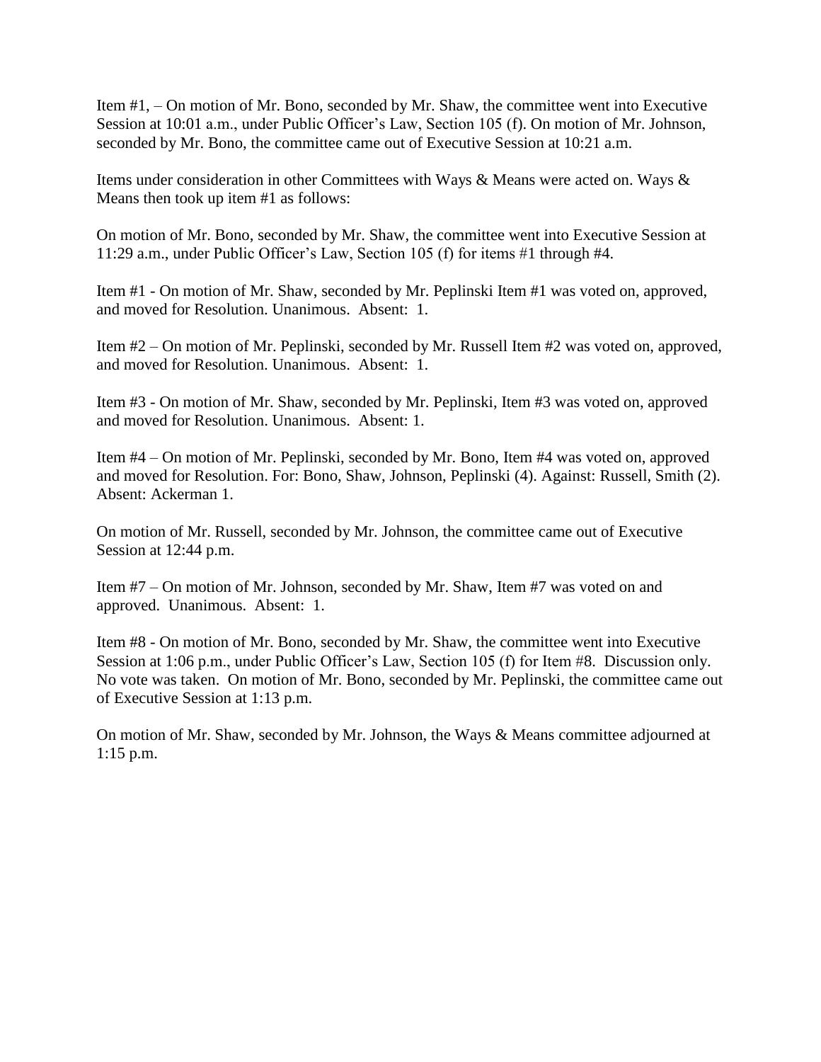Item #1, – On motion of Mr. Bono, seconded by Mr. Shaw, the committee went into Executive Session at 10:01 a.m., under Public Officer's Law, Section 105 (f). On motion of Mr. Johnson, seconded by Mr. Bono, the committee came out of Executive Session at 10:21 a.m.

Items under consideration in other Committees with Ways & Means were acted on. Ways & Means then took up item #1 as follows:

On motion of Mr. Bono, seconded by Mr. Shaw, the committee went into Executive Session at 11:29 a.m., under Public Officer's Law, Section 105 (f) for items #1 through #4.

Item #1 - On motion of Mr. Shaw, seconded by Mr. Peplinski Item #1 was voted on, approved, and moved for Resolution. Unanimous. Absent: 1.

Item #2 – On motion of Mr. Peplinski, seconded by Mr. Russell Item #2 was voted on, approved, and moved for Resolution. Unanimous. Absent: 1.

Item #3 - On motion of Mr. Shaw, seconded by Mr. Peplinski, Item #3 was voted on, approved and moved for Resolution. Unanimous. Absent: 1.

Item #4 – On motion of Mr. Peplinski, seconded by Mr. Bono, Item #4 was voted on, approved and moved for Resolution. For: Bono, Shaw, Johnson, Peplinski (4). Against: Russell, Smith (2). Absent: Ackerman 1.

On motion of Mr. Russell, seconded by Mr. Johnson, the committee came out of Executive Session at 12:44 p.m.

Item #7 – On motion of Mr. Johnson, seconded by Mr. Shaw, Item #7 was voted on and approved. Unanimous. Absent: 1.

Item #8 - On motion of Mr. Bono, seconded by Mr. Shaw, the committee went into Executive Session at 1:06 p.m., under Public Officer's Law, Section 105 (f) for Item #8. Discussion only. No vote was taken. On motion of Mr. Bono, seconded by Mr. Peplinski, the committee came out of Executive Session at 1:13 p.m.

On motion of Mr. Shaw, seconded by Mr. Johnson, the Ways & Means committee adjourned at 1:15 p.m.